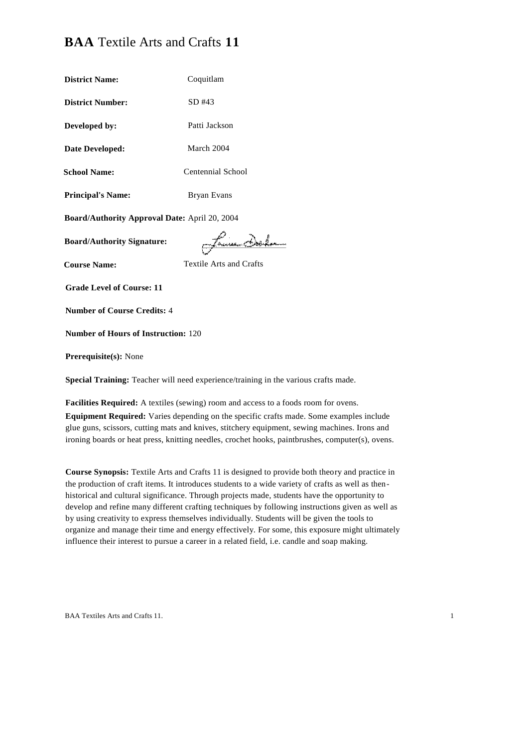# **BAA** Textile Arts and Crafts **11**

**District Name:** Coquitlam

**District Number:** SD #43

**Developed by:** Patti Jackson

**Date Developed:** March 2004

**School Name:** Centennial School

**Principal's Name:** Bryan Evans

**Board/Authority Approval Date:** April 20, 2004

**Board/Authority Signature:**

**Course Name:** Textile Arts and Crafts

**Grade Level of Course: 11**

**Number of Course Credits:** 4

**Number of Hours of Instruction:** 120

**Prerequisite(s):** None

**Special Training:** Teacher will need experience/training in the various crafts made.

**Facilities Required:** A textiles (sewing) room and access to a foods room for ovens.

**Equipment Required:** Varies depending on the specific crafts made. Some examples include glue guns, scissors, cutting mats and knives, stitchery equipment, sewing machines. Irons and ironing boards or heat press, knitting needles, crochet hooks, paintbrushes, computer(s), ovens.

**Course Synopsis:** Textile Arts and Crafts 11 is designed to provide both theory and practice in the production of craft items. It introduces students to a wide variety of crafts as well as then-historical and cultural significance. Through projects made, students have the opportunity to develop and refine many different crafting techniques by following instructions given as well as by using creativity to express themselves individually. Students will be given the tools to organize and manage their time and energy effectively. For some, this exposure might ultimately influence their interest to pursue a career in a related field, i.e. candle and soap making.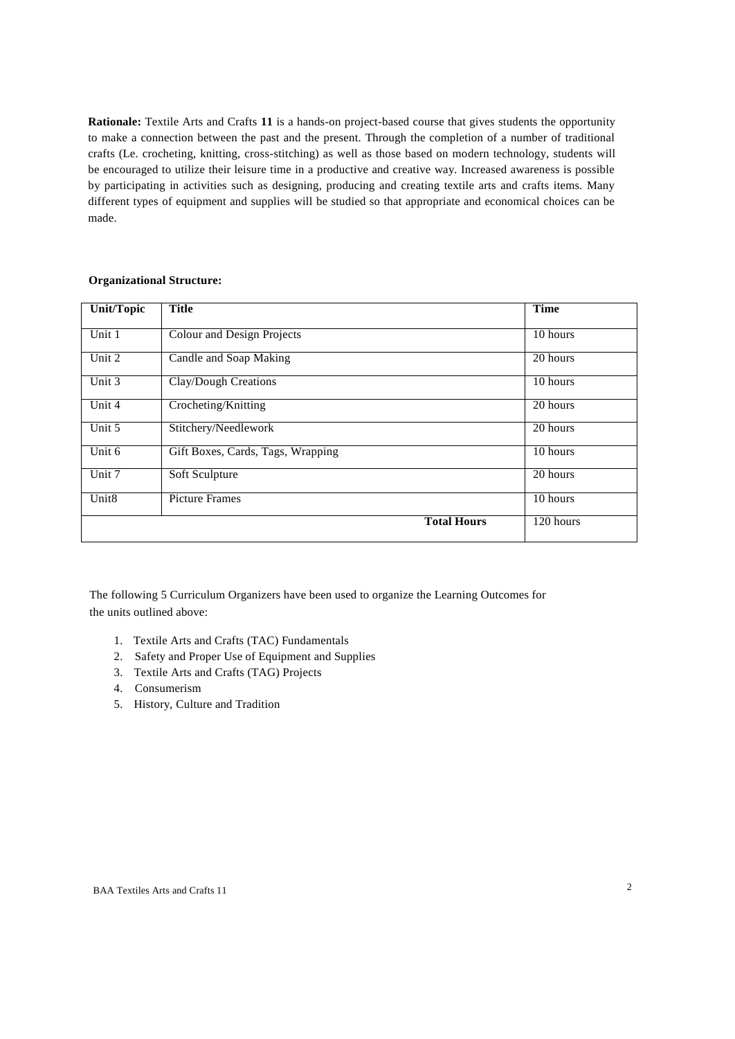**Rationale:** Textile Arts and Crafts **11** is a hands-on project-based course that gives students the opportunity to make a connection between the past and the present. Through the completion of a number of traditional crafts (Le. crocheting, knitting, cross-stitching) as well as those based on modern technology, students will be encouraged to utilize their leisure time in a productive and creative way. Increased awareness is possible by participating in activities such as designing, producing and creating textile arts and crafts items. Many different types of equipment and supplies will be studied so that appropriate and economical choices can be made.

**Organizational Structure:**

| Unit/Topic | Title | Time |
|---|---|---|
| Unit 1 | Colour and Design Projects | 10 hours |
| Unit 2 | Candle and Soap Making | 20 hours |
| Unit 3 | Clay/Dough Creations | 10 hours |
| Unit 4 | Crocheting/Knitting | 20 hours |
| Unit 5 | Stitchery/Needlework | 20 hours |
| Unit 6 | Gift Boxes, Cards, Tags, Wrapping | 10 hours |
| Unit 7 | Soft Sculpture | 20 hours |
| Unit8 | Picture Frames | 10 hours |
| | **Total Hours** | 120 hours |

The following 5 Curriculum Organizers have been used to organize the Learning Outcomes for the units outlined above:

1. Textile Arts and Crafts (TAC) Fundamentals
2. Safety and Proper Use of Equipment and Supplies
3. Textile Arts and Crafts (TAG) Projects
4. Consumerism
5. History, Culture and Tradition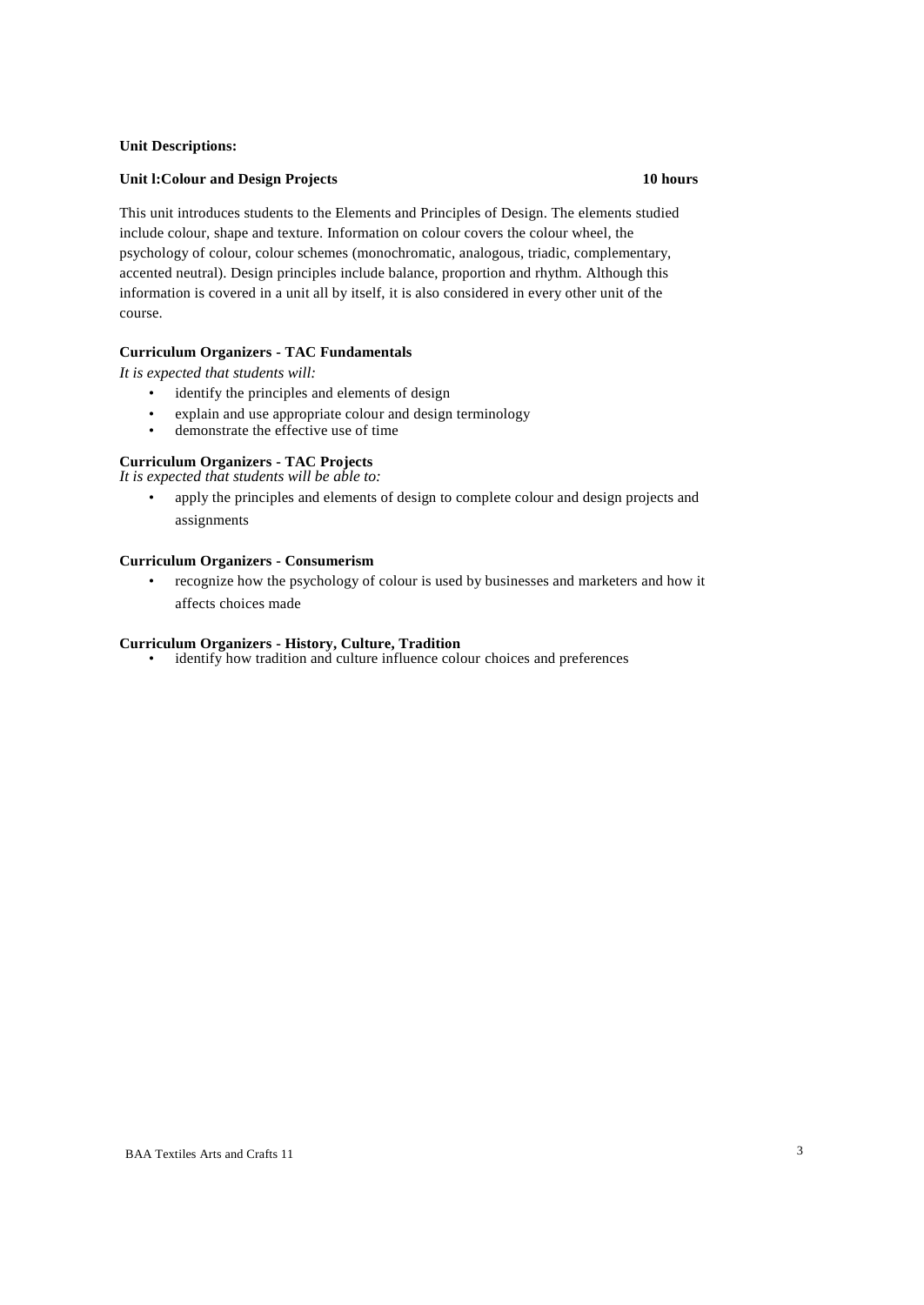**Unit Descriptions:**

**Unit l:Colour and Design Projects** **10 hours**

This unit introduces students to the Elements and Principles of Design. The elements studied include colour, shape and texture. Information on colour covers the colour wheel, the psychology of colour, colour schemes (monochromatic, analogous, triadic, complementary, accented neutral). Design principles include balance, proportion and rhythm. Although this information is covered in a unit all by itself, it is also considered in every other unit of the course.

**Curriculum Organizers - TAC Fundamentals**

*It is expected that students will:*

- identify the principles and elements of design
- explain and use appropriate colour and design terminology
- demonstrate the effective use of time

**Curriculum Organizers - TAC Projects**

*It is expected that students will be able to:*

- apply the principles and elements of design to complete colour and design projects and assignments

**Curriculum Organizers - Consumerism**

- recognize how the psychology of colour is used by businesses and marketers and how it affects choices made

**Curriculum Organizers - History, Culture, Tradition**

- identify how tradition and culture influence colour choices and preferences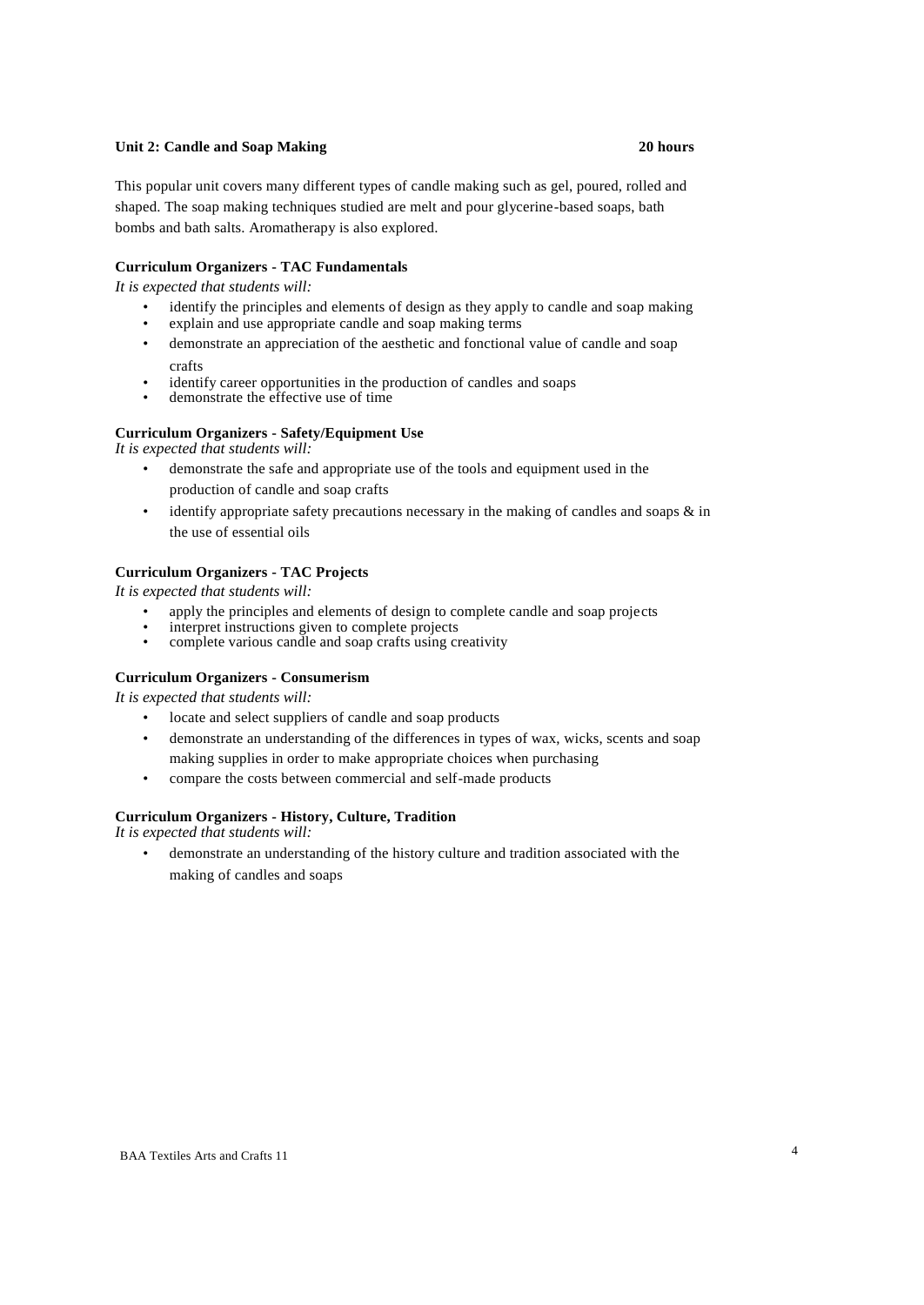**Unit 2: Candle and Soap Making 20 hours**

This popular unit covers many different types of candle making such as gel, poured, rolled and shaped. The soap making techniques studied are melt and pour glycerine-based soaps, bath bombs and bath salts. Aromatherapy is also explored.

**Curriculum Organizers - TAC Fundamentals**

*It is expected that students will:*

- identify the principles and elements of design as they apply to candle and soap making
- explain and use appropriate candle and soap making terms
- demonstrate an appreciation of the aesthetic and fonctional value of candle and soap crafts
- identify career opportunities in the production of candles and soaps
- demonstrate the effective use of time

**Curriculum Organizers - Safety/Equipment Use**

*It is expected that students will:*

- demonstrate the safe and appropriate use of the tools and equipment used in the production of candle and soap crafts
- identify appropriate safety precautions necessary in the making of candles and soaps & in the use of essential oils

**Curriculum Organizers - TAC Projects**

*It is expected that students will:*

- apply the principles and elements of design to complete candle and soap projects
- interpret instructions given to complete projects
- complete various candle and soap crafts using creativity

**Curriculum Organizers - Consumerism**

*It is expected that students will:*

- locate and select suppliers of candle and soap products
- demonstrate an understanding of the differences in types of wax, wicks, scents and soap making supplies in order to make appropriate choices when purchasing
- compare the costs between commercial and self-made products

**Curriculum Organizers - History, Culture, Tradition**

*It is expected that students will:*

- demonstrate an understanding of the history culture and tradition associated with the making of candles and soaps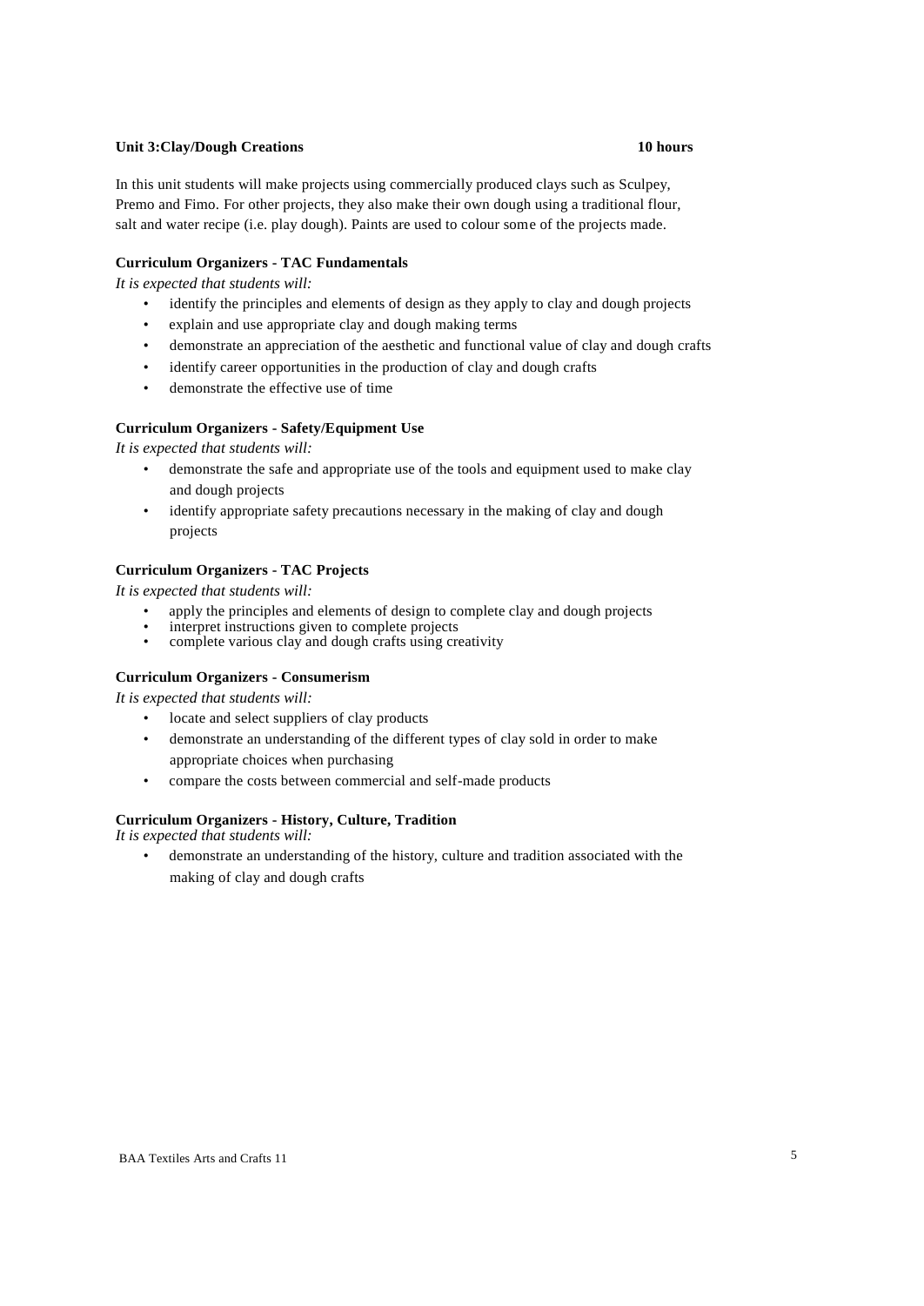**Unit 3:Clay/Dough Creations 10 hours**

In this unit students will make projects using commercially produced clays such as Sculpey, Premo and Fimo. For other projects, they also make their own dough using a traditional flour, salt and water recipe (i.e. play dough). Paints are used to colour some of the projects made.

**Curriculum Organizers - TAC Fundamentals**

*It is expected that students will:*

- identify the principles and elements of design as they apply to clay and dough projects
- explain and use appropriate clay and dough making terms
- demonstrate an appreciation of the aesthetic and functional value of clay and dough crafts
- identify career opportunities in the production of clay and dough crafts
- demonstrate the effective use of time

**Curriculum Organizers - Safety/Equipment Use**

*It is expected that students will:*

- demonstrate the safe and appropriate use of the tools and equipment used to make clay and dough projects
- identify appropriate safety precautions necessary in the making of clay and dough projects

**Curriculum Organizers - TAC Projects**

*It is expected that students will:*

- apply the principles and elements of design to complete clay and dough projects
- interpret instructions given to complete projects
- complete various clay and dough crafts using creativity

**Curriculum Organizers - Consumerism**

*It is expected that students will:*

- locate and select suppliers of clay products
- demonstrate an understanding of the different types of clay sold in order to make appropriate choices when purchasing
- compare the costs between commercial and self-made products

**Curriculum Organizers - History, Culture, Tradition**

*It is expected that students will:*

- demonstrate an understanding of the history, culture and tradition associated with the making of clay and dough crafts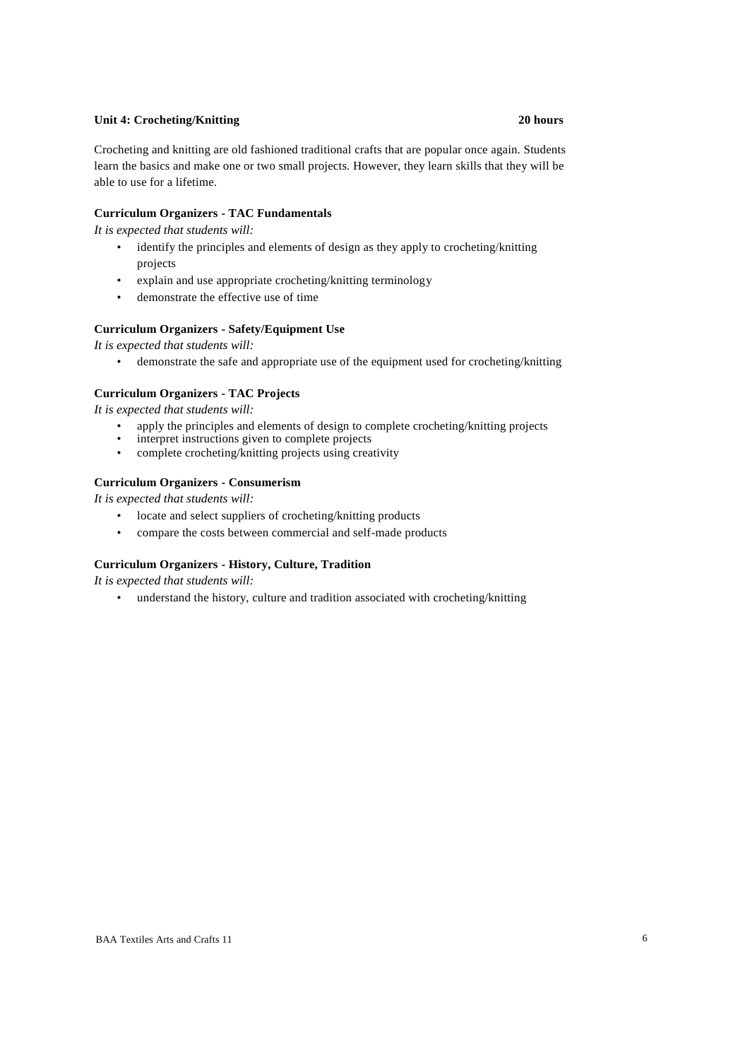**Unit 4: Crocheting/Knitting** **20 hours**

Crocheting and knitting are old fashioned traditional crafts that are popular once again. Students learn the basics and make one or two small projects. However, they learn skills that they will be able to use for a lifetime.

**Curriculum Organizers - TAC Fundamentals**

*It is expected that students will:*

- identify the principles and elements of design as they apply to crocheting/knitting projects
- explain and use appropriate crocheting/knitting terminology
- demonstrate the effective use of time

**Curriculum Organizers - Safety/Equipment Use**

*It is expected that students will:*

- demonstrate the safe and appropriate use of the equipment used for crocheting/knitting

**Curriculum Organizers - TAC Projects**

*It is expected that students will:*

- apply the principles and elements of design to complete crocheting/knitting projects
- interpret instructions given to complete projects
- complete crocheting/knitting projects using creativity

**Curriculum Organizers - Consumerism**

*It is expected that students will:*

- locate and select suppliers of crocheting/knitting products
- compare the costs between commercial and self-made products

**Curriculum Organizers - History, Culture, Tradition**

*It is expected that students will:*

- understand the history, culture and tradition associated with crocheting/knitting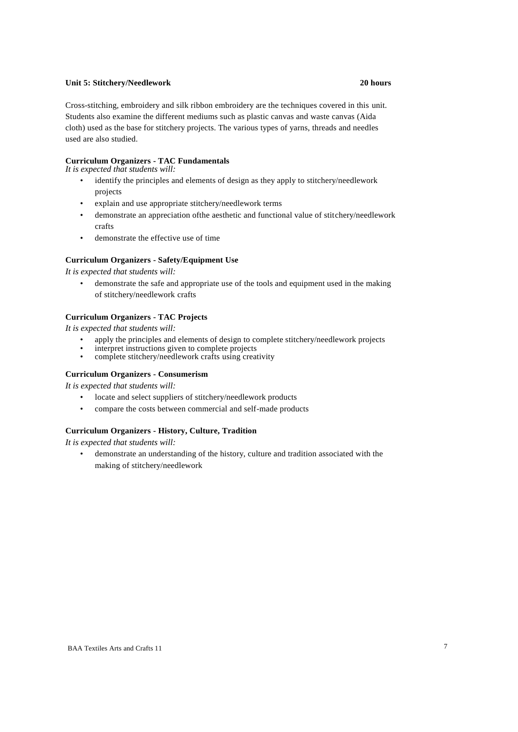## Unit 5: Stitchery/Needlework — 20 hours

Cross-stitching, embroidery and silk ribbon embroidery are the techniques covered in this unit. Students also examine the different mediums such as plastic canvas and waste canvas (Aida cloth) used as the base for stitchery projects. The various types of yarns, threads and needles used are also studied.

### Curriculum Organizers - TAC Fundamentals

*It is expected that students will:*

- identify the principles and elements of design as they apply to stitchery/needlework projects
- explain and use appropriate stitchery/needlework terms
- demonstrate an appreciation ofthe aesthetic and functional value of stitchery/needlework crafts
- demonstrate the effective use of time

### Curriculum Organizers - Safety/Equipment Use

*It is expected that students will:*

- demonstrate the safe and appropriate use of the tools and equipment used in the making of stitchery/needlework crafts

### Curriculum Organizers - TAC Projects

*It is expected that students will:*

- apply the principles and elements of design to complete stitchery/needlework projects
- interpret instructions given to complete projects
- complete stitchery/needlework crafts using creativity

### Curriculum Organizers - Consumerism

*It is expected that students will:*

- locate and select suppliers of stitchery/needlework products
- compare the costs between commercial and self-made products

### Curriculum Organizers - History, Culture, Tradition

*It is expected that students will:*

- demonstrate an understanding of the history, culture and tradition associated with the making of stitchery/needlework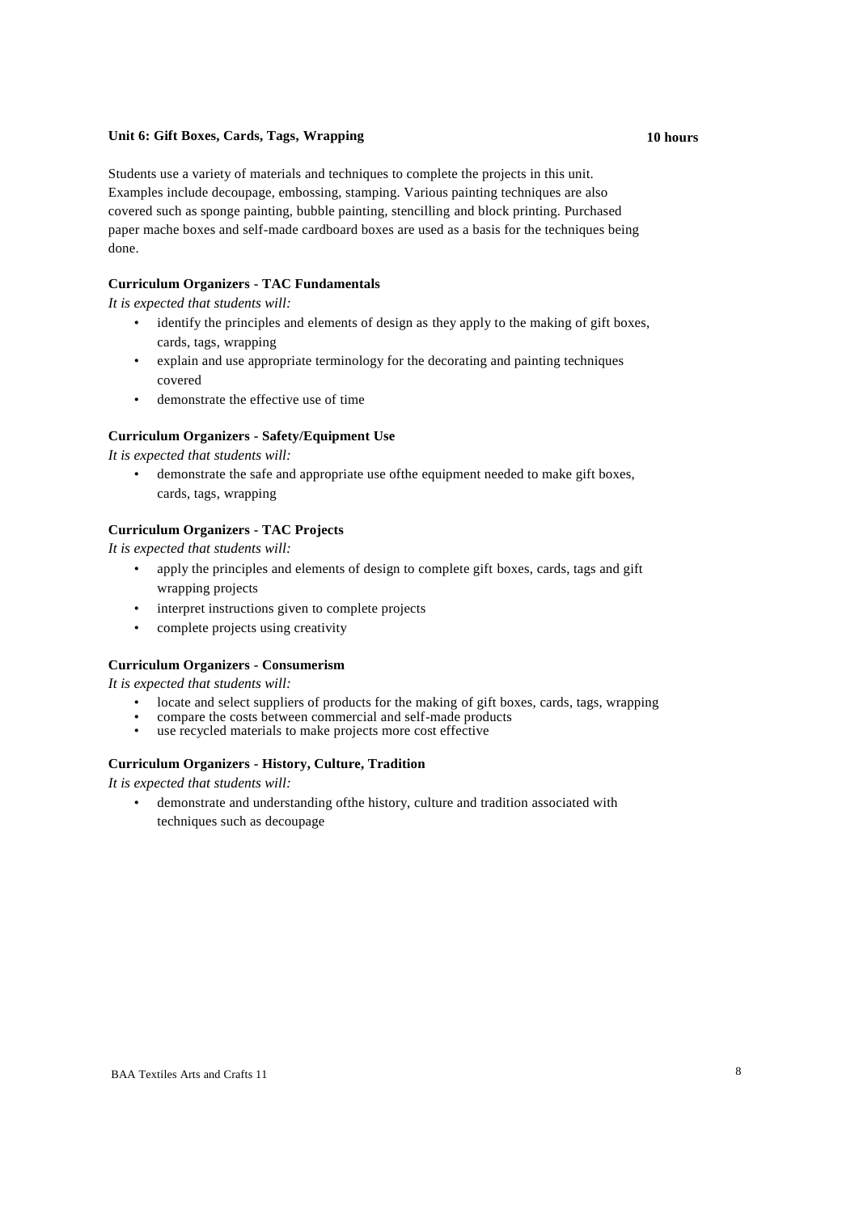**Unit 6: Gift Boxes, Cards, Tags, Wrapping** **10 hours**

Students use a variety of materials and techniques to complete the projects in this unit. Examples include decoupage, embossing, stamping. Various painting techniques are also covered such as sponge painting, bubble painting, stencilling and block printing. Purchased paper mache boxes and self-made cardboard boxes are used as a basis for the techniques being done.

**Curriculum Organizers - TAC Fundamentals**

*It is expected that students will:*

- identify the principles and elements of design as they apply to the making of gift boxes, cards, tags, wrapping
- explain and use appropriate terminology for the decorating and painting techniques covered
- demonstrate the effective use of time

**Curriculum Organizers - Safety/Equipment Use**

*It is expected that students will:*

- demonstrate the safe and appropriate use ofthe equipment needed to make gift boxes, cards, tags, wrapping

**Curriculum Organizers - TAC Projects**

*It is expected that students will:*

- apply the principles and elements of design to complete gift boxes, cards, tags and gift wrapping projects
- interpret instructions given to complete projects
- complete projects using creativity

**Curriculum Organizers - Consumerism**

*It is expected that students will:*

- locate and select suppliers of products for the making of gift boxes, cards, tags, wrapping
- compare the costs between commercial and self-made products
- use recycled materials to make projects more cost effective

**Curriculum Organizers - History, Culture, Tradition**

*It is expected that students will:*

- demonstrate and understanding ofthe history, culture and tradition associated with techniques such as decoupage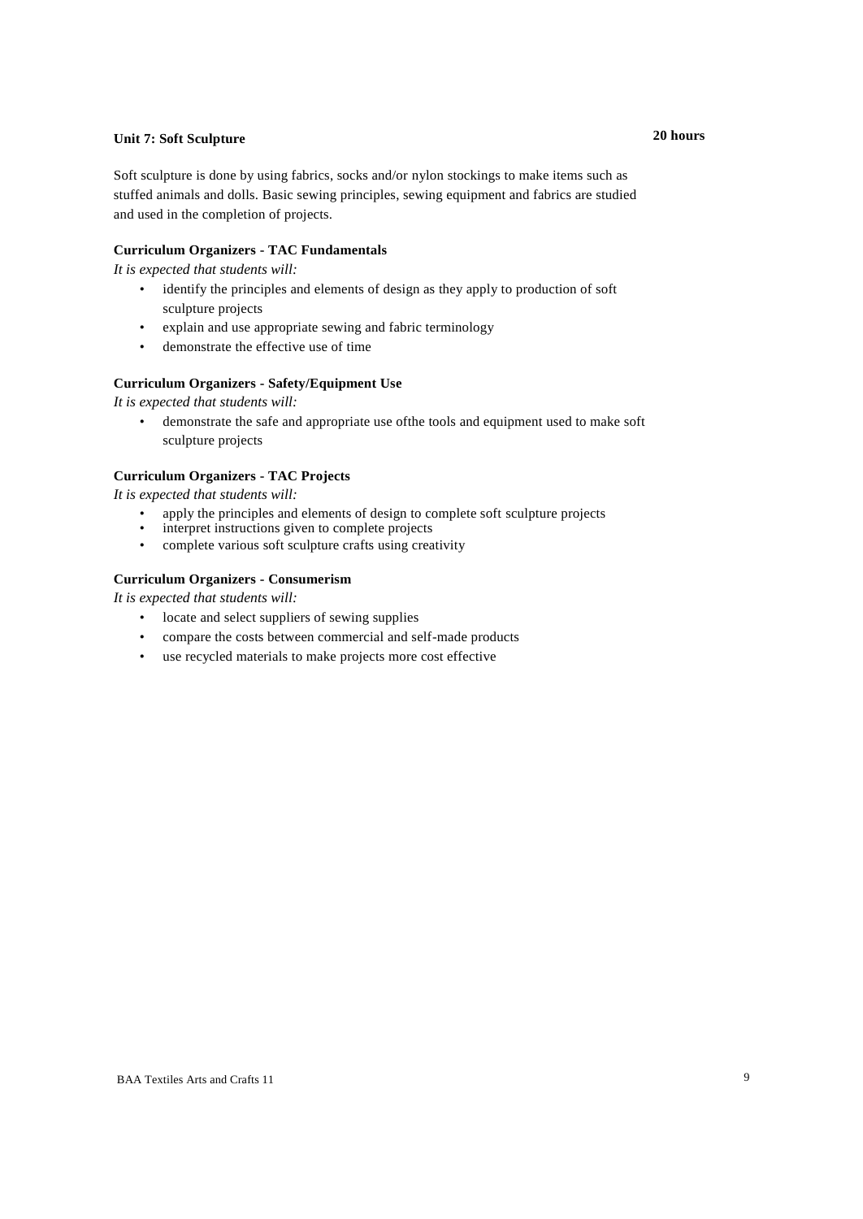### Unit 7: Soft Sculpture **20 hours**

Soft sculpture is done by using fabrics, socks and/or nylon stockings to make items such as stuffed animals and dolls. Basic sewing principles, sewing equipment and fabrics are studied and used in the completion of projects.

**Curriculum Organizers - TAC Fundamentals**

*It is expected that students will:*

- identify the principles and elements of design as they apply to production of soft sculpture projects
- explain and use appropriate sewing and fabric terminology
- demonstrate the effective use of time

**Curriculum Organizers - Safety/Equipment Use**

*It is expected that students will:*

- demonstrate the safe and appropriate use ofthe tools and equipment used to make soft sculpture projects

**Curriculum Organizers - TAC Projects**

*It is expected that students will:*

- apply the principles and elements of design to complete soft sculpture projects
- interpret instructions given to complete projects
- complete various soft sculpture crafts using creativity

**Curriculum Organizers - Consumerism**

*It is expected that students will:*

- locate and select suppliers of sewing supplies
- compare the costs between commercial and self-made products
- use recycled materials to make projects more cost effective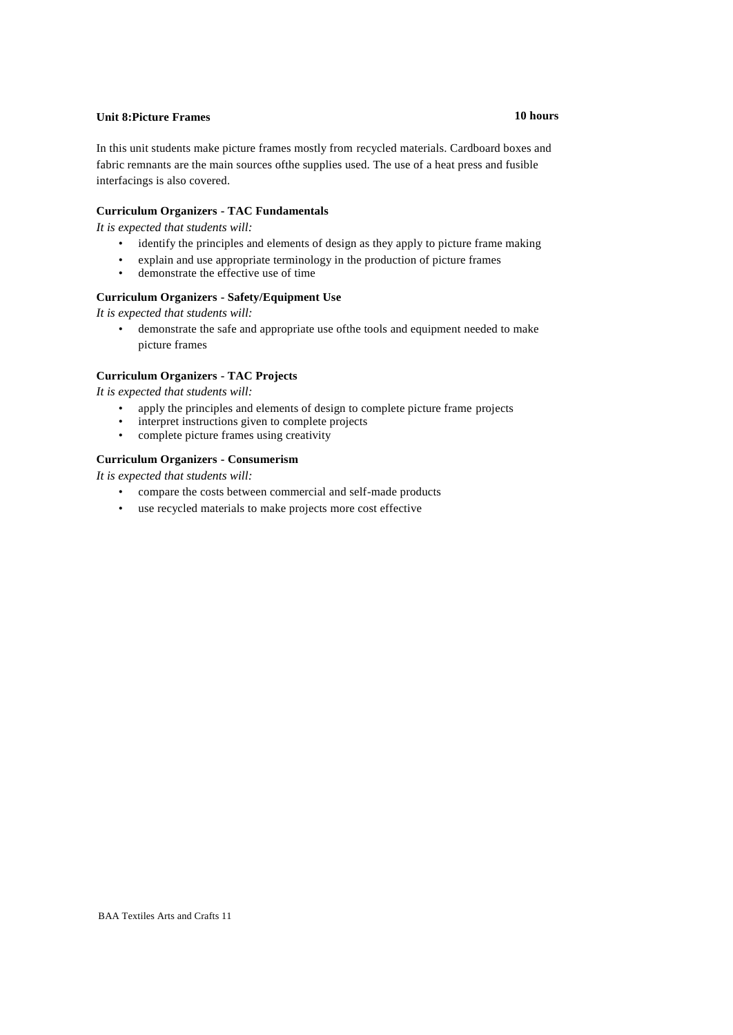**Unit 8:Picture Frames** **10 hours**

In this unit students make picture frames mostly from recycled materials. Cardboard boxes and fabric remnants are the main sources ofthe supplies used. The use of a heat press and fusible interfacings is also covered.

**Curriculum Organizers - TAC Fundamentals**

*It is expected that students will:*

- identify the principles and elements of design as they apply to picture frame making
- explain and use appropriate terminology in the production of picture frames
- demonstrate the effective use of time

**Curriculum Organizers - Safety/Equipment Use**

*It is expected that students will:*

- demonstrate the safe and appropriate use ofthe tools and equipment needed to make picture frames

**Curriculum Organizers - TAC Projects**

*It is expected that students will:*

- apply the principles and elements of design to complete picture frame projects
- interpret instructions given to complete projects
- complete picture frames using creativity

**Curriculum Organizers - Consumerism**

*It is expected that students will:*

- compare the costs between commercial and self-made products
- use recycled materials to make projects more cost effective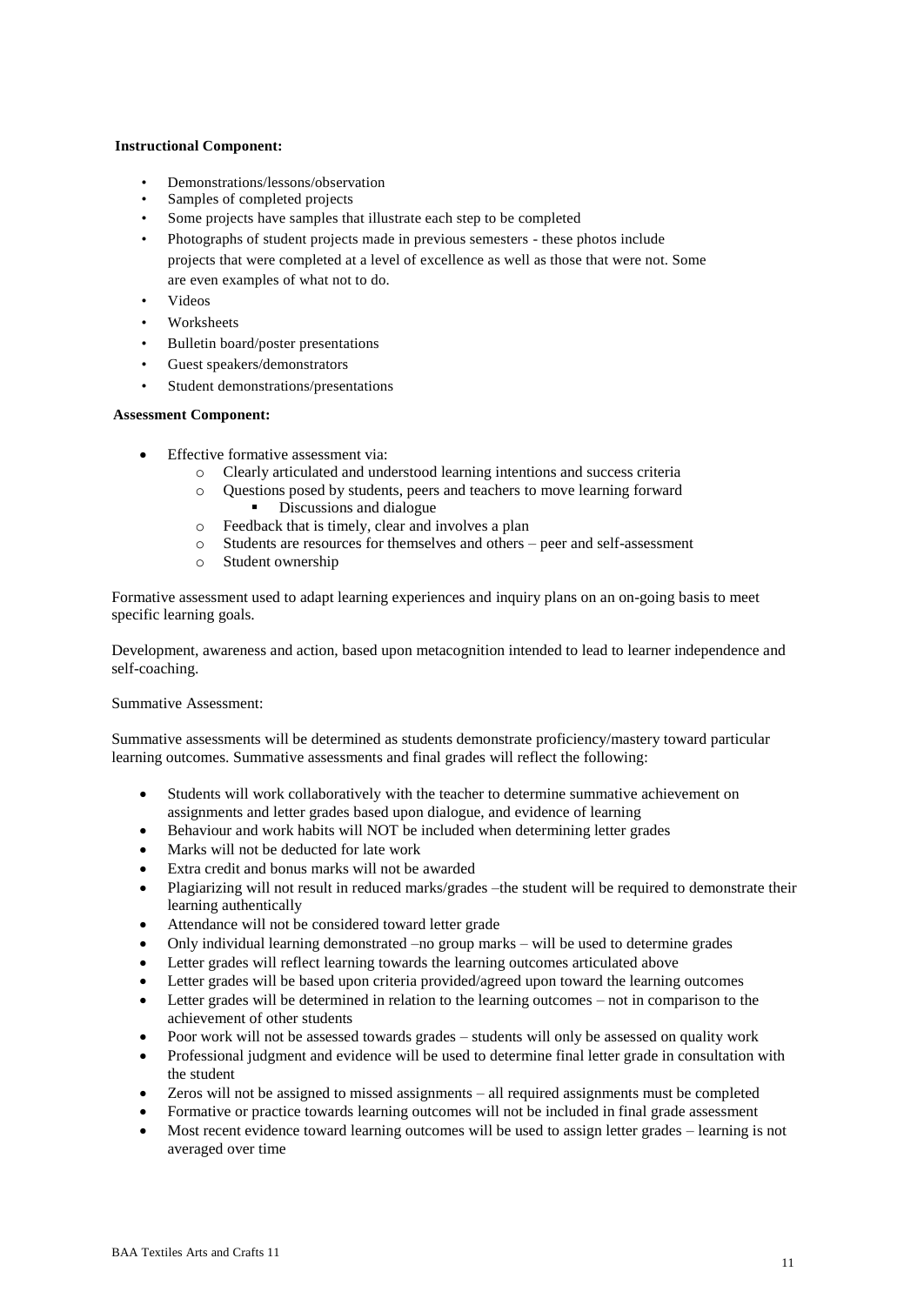**Instructional Component:**

- Demonstrations/lessons/observation
- Samples of completed projects
- Some projects have samples that illustrate each step to be completed
- Photographs of student projects made in previous semesters - these photos include projects that were completed at a level of excellence as well as those that were not. Some are even examples of what not to do.
- Videos
- Worksheets
- Bulletin board/poster presentations
- Guest speakers/demonstrators
- Student demonstrations/presentations

**Assessment Component:**

- Effective formative assessment via:
  - Clearly articulated and understood learning intentions and success criteria
  - Questions posed by students, peers and teachers to move learning forward
    - Discussions and dialogue
  - Feedback that is timely, clear and involves a plan
  - Students are resources for themselves and others – peer and self-assessment
  - Student ownership

Formative assessment used to adapt learning experiences and inquiry plans on an on-going basis to meet specific learning goals.

Development, awareness and action, based upon metacognition intended to lead to learner independence and self-coaching.

Summative Assessment:

Summative assessments will be determined as students demonstrate proficiency/mastery toward particular learning outcomes. Summative assessments and final grades will reflect the following:

- Students will work collaboratively with the teacher to determine summative achievement on assignments and letter grades based upon dialogue, and evidence of learning
- Behaviour and work habits will NOT be included when determining letter grades
- Marks will not be deducted for late work
- Extra credit and bonus marks will not be awarded
- Plagiarizing will not result in reduced marks/grades –the student will be required to demonstrate their learning authentically
- Attendance will not be considered toward letter grade
- Only individual learning demonstrated –no group marks – will be used to determine grades
- Letter grades will reflect learning towards the learning outcomes articulated above
- Letter grades will be based upon criteria provided/agreed upon toward the learning outcomes
- Letter grades will be determined in relation to the learning outcomes – not in comparison to the achievement of other students
- Poor work will not be assessed towards grades – students will only be assessed on quality work
- Professional judgment and evidence will be used to determine final letter grade in consultation with the student
- Zeros will not be assigned to missed assignments – all required assignments must be completed
- Formative or practice towards learning outcomes will not be included in final grade assessment
- Most recent evidence toward learning outcomes will be used to assign letter grades – learning is not averaged over time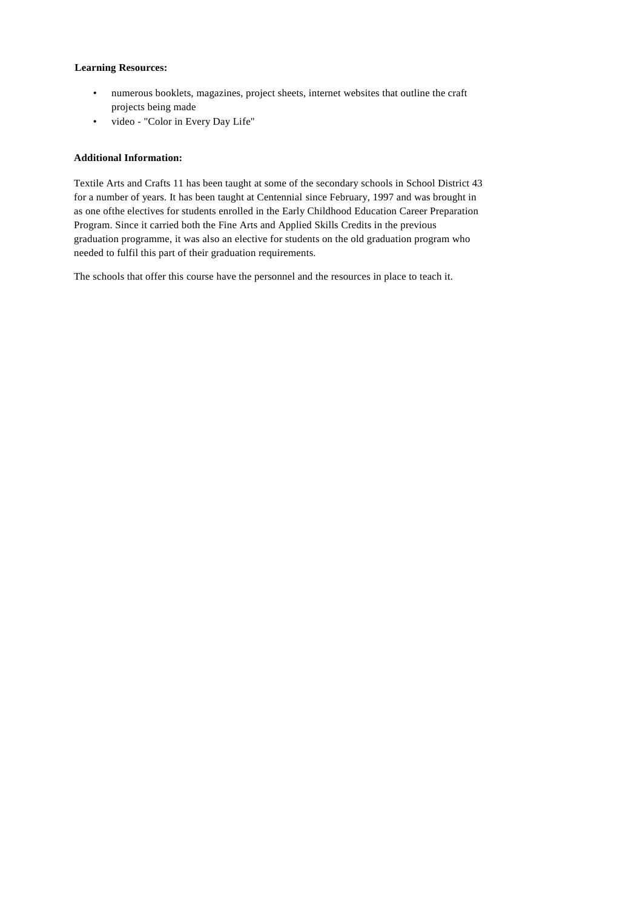**Learning Resources:**

- numerous booklets, magazines, project sheets, internet websites that outline the craft projects being made
- video - "Color in Every Day Life"

**Additional Information:**

Textile Arts and Crafts 11 has been taught at some of the secondary schools in School District 43 for a number of years. It has been taught at Centennial since February, 1997 and was brought in as one ofthe electives for students enrolled in the Early Childhood Education Career Preparation Program. Since it carried both the Fine Arts and Applied Skills Credits in the previous graduation programme, it was also an elective for students on the old graduation program who needed to fulfil this part of their graduation requirements.

The schools that offer this course have the personnel and the resources in place to teach it.